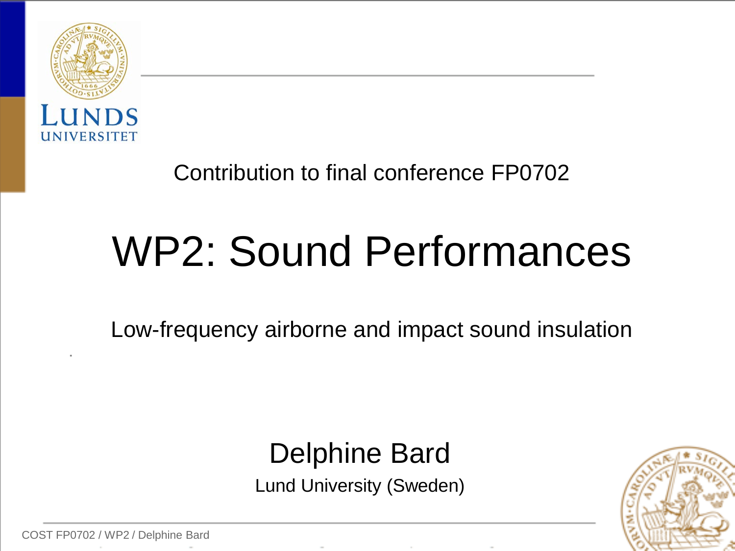LUNDS UNIVERSITET

Contribution to final conference FP0702

# WP2: Sound Performances

Low-frequency airborne and impact sound insulation

Delphine Bard

Lund University (Sweden)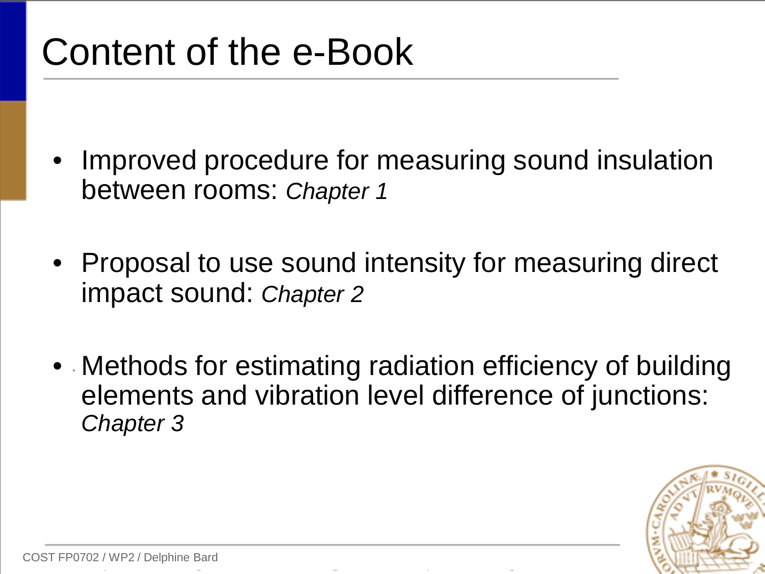# Content of the e-Book

- Improved procedure for measuring sound insulation between rooms: *Chapter 1*
- Proposal to use sound intensity for measuring direct impact sound: *Chapter 2*
- Methods for estimating radiation efficiency of building elements and vibration level difference of junctions: *Chapter 3*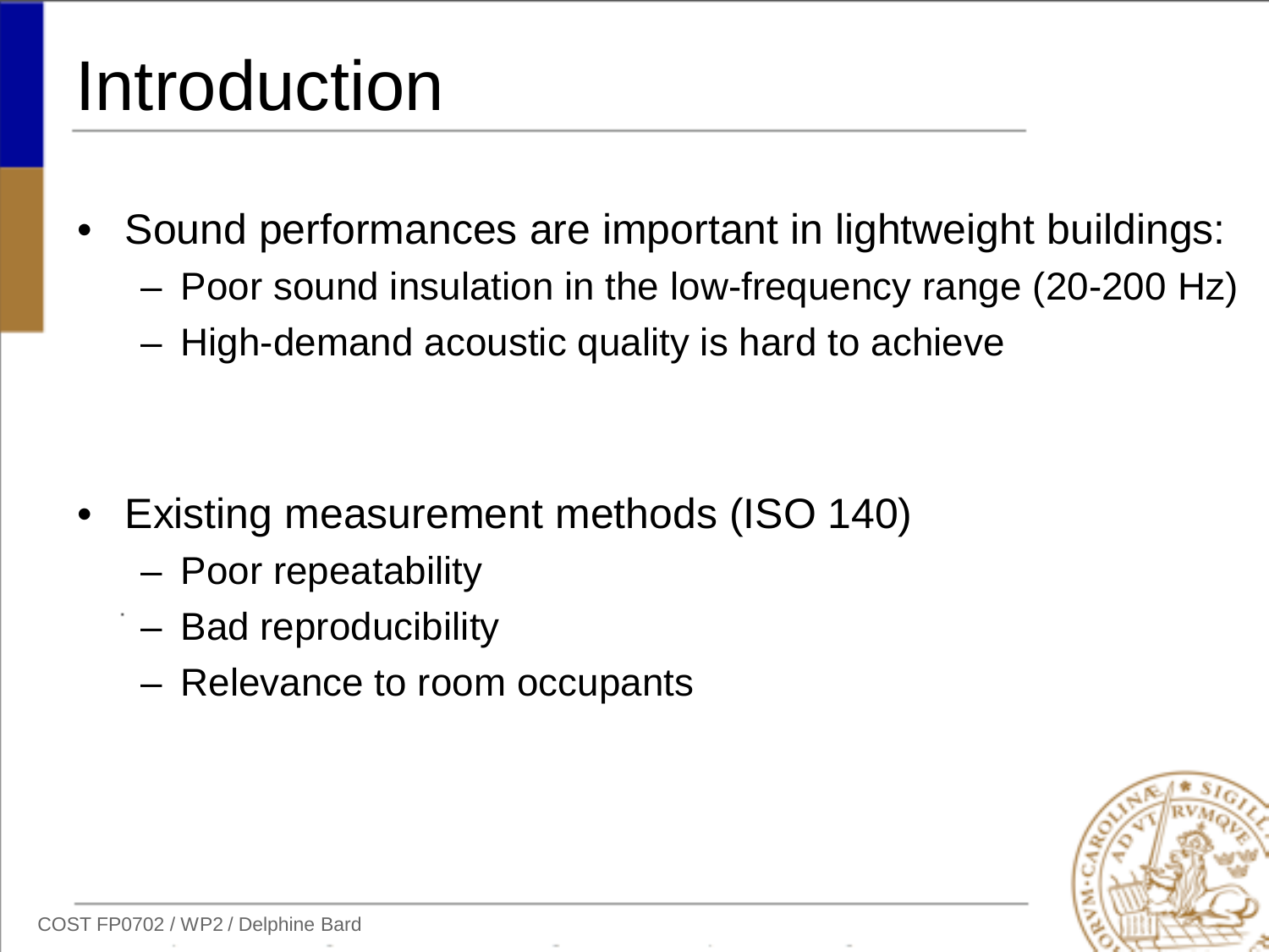# Introduction

- Sound performances are important in lightweight buildings:
  - Poor sound insulation in the low-frequency range (20-200 Hz)
  - High-demand acoustic quality is hard to achieve

- Existing measurement methods (ISO 140)
  - Poor repeatability
  - Bad reproducibility
  - Relevance to room occupants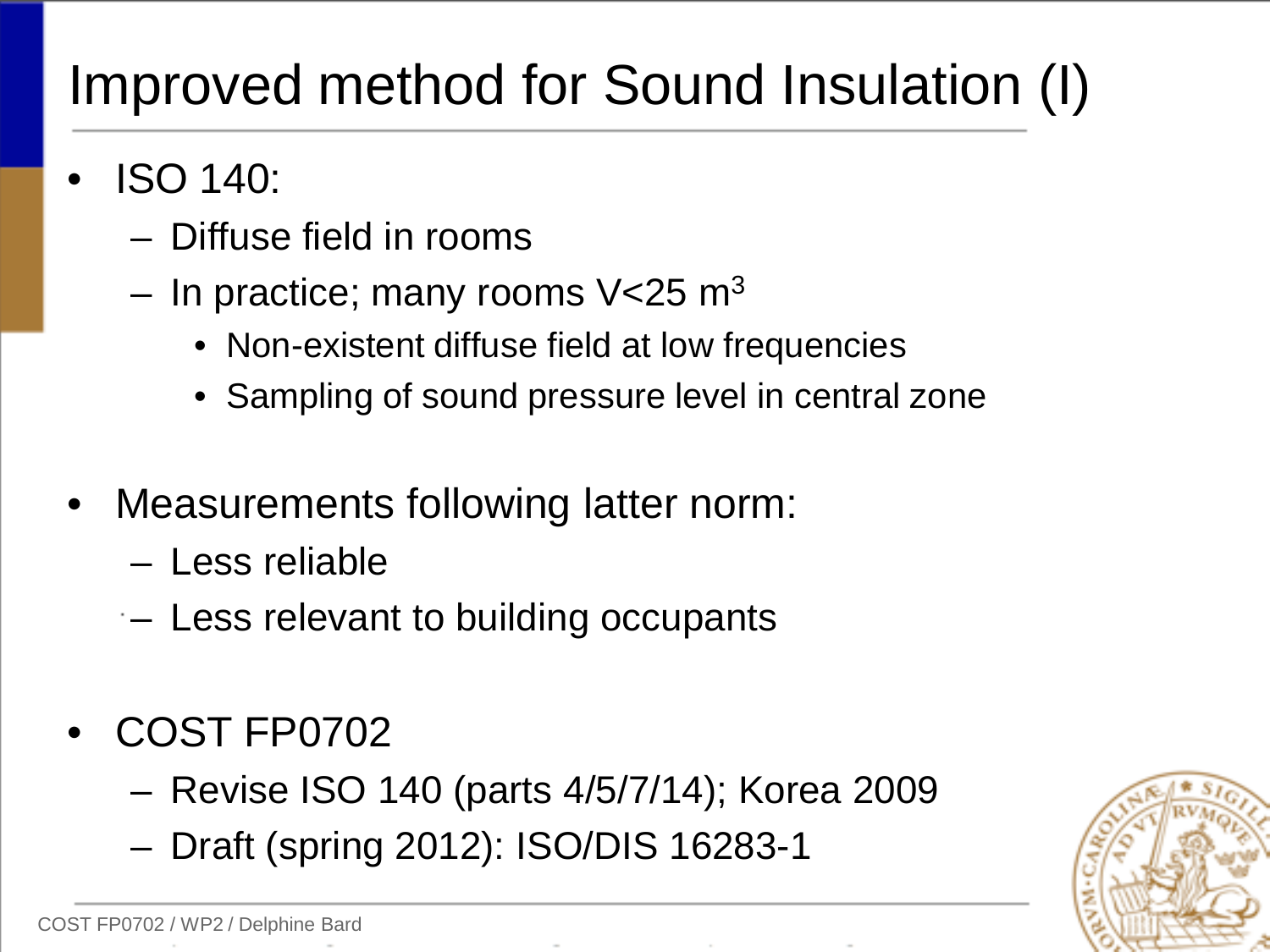# Improved method for Sound Insulation (I)

- ISO 140:
  - Diffuse field in rooms
  - In practice; many rooms V<25 $m^3$
    - Non-existent diffuse field at low frequencies
    - Sampling of sound pressure level in central zone

- Measurements following latter norm:
  - Less reliable
  - Less relevant to building occupants

- COST FP0702
  - Revise ISO 140 (parts 4/5/7/14); Korea 2009
  - Draft (spring 2012): ISO/DIS 16283-1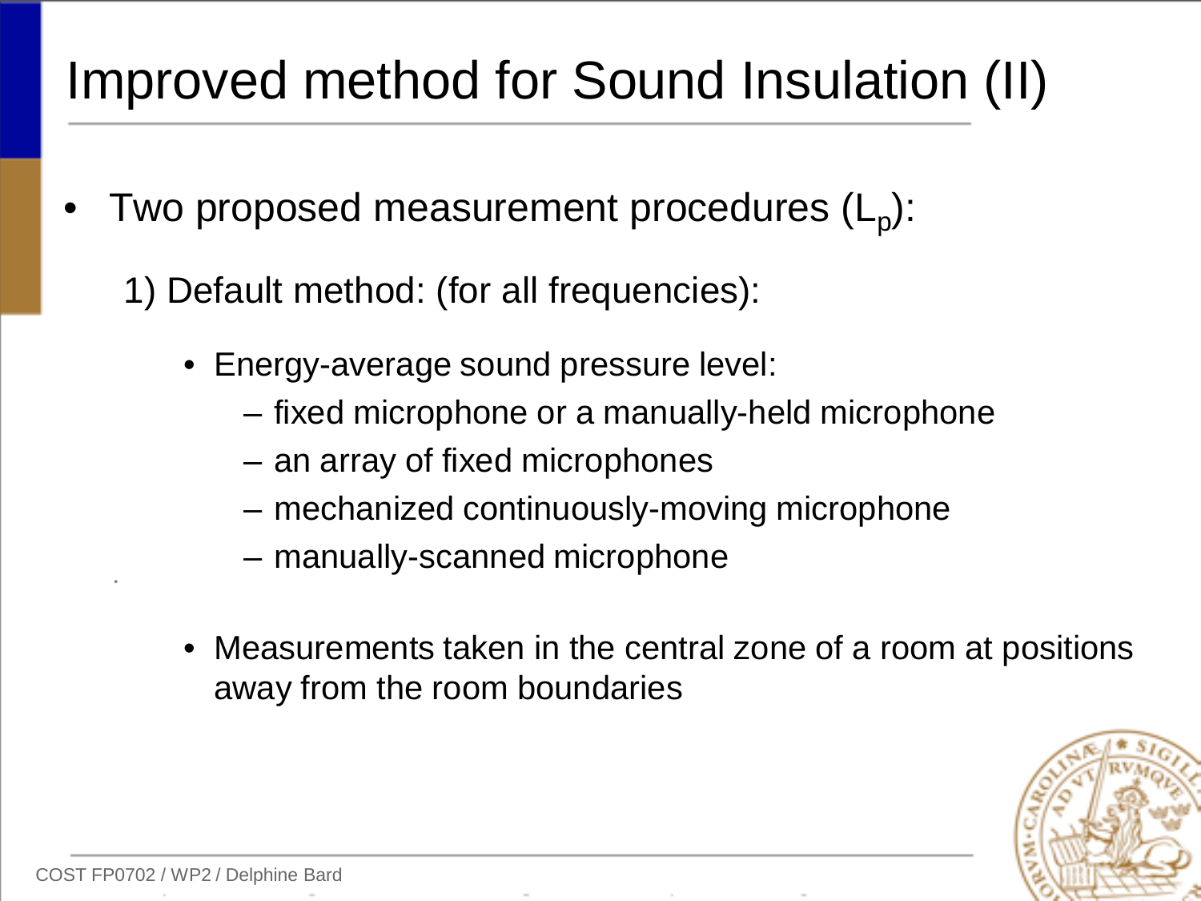# Improved method for Sound Insulation (II)

- Two proposed measurement procedures ($L_p$):

  1) Default method: (for all frequencies):

    - Energy-average sound pressure level:
      - fixed microphone or a manually-held microphone
      - an array of fixed microphones
      - mechanized continuously-moving microphone
      - manually-scanned microphone

    - Measurements taken in the central zone of a room at positions away from the room boundaries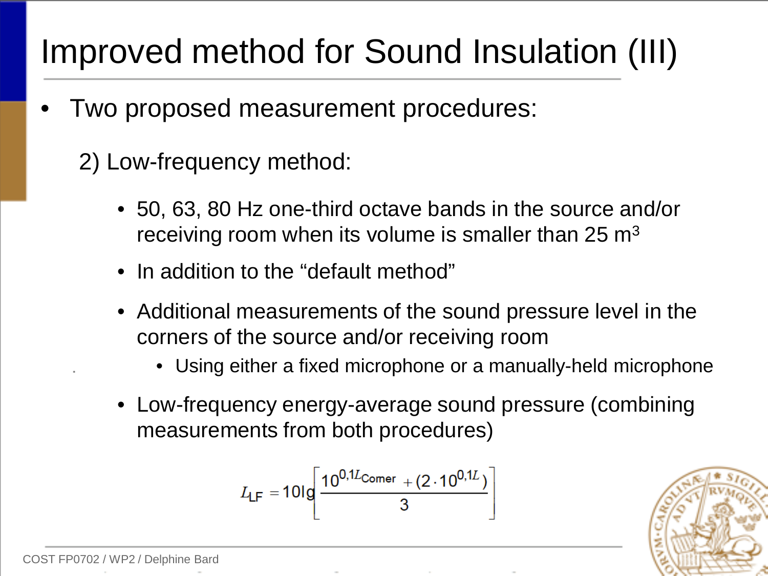# Improved method for Sound Insulation (III)

- Two proposed measurement procedures:

  2) Low-frequency method:

  - 50, 63, 80 Hz one-third octave bands in the source and/or receiving room when its volume is smaller than 25 m$^3$
  - In addition to the "default method"
  - Additional measurements of the sound pressure level in the corners of the source and/or receiving room
    - Using either a fixed microphone or a manually-held microphone
  - Low-frequency energy-average sound pressure (combining measurements from both procedures)

$$L_{LF} = 10\lg\left[\frac{10^{0,1L_{\text{Corner}}} + (2 \cdot 10^{0,1L})}{3}\right]$$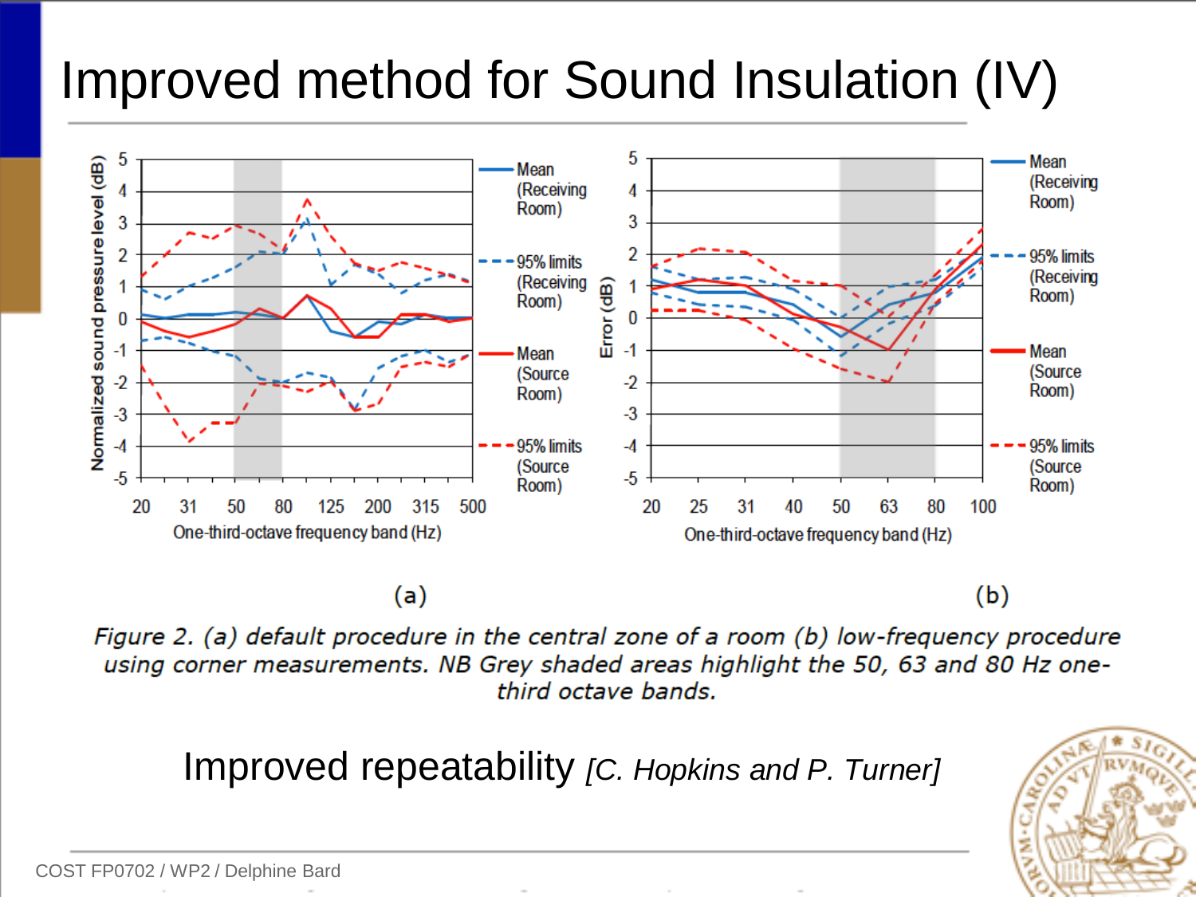# Improved method for Sound Insulation (IV)

(a) (b)

*Figure 2. (a) default procedure in the central zone of a room (b) low-frequency procedure using corner measurements. NB Grey shaded areas highlight the 50, 63 and 80 Hz one-third octave bands.*

Improved repeatability *[C. Hopkins and P. Turner]*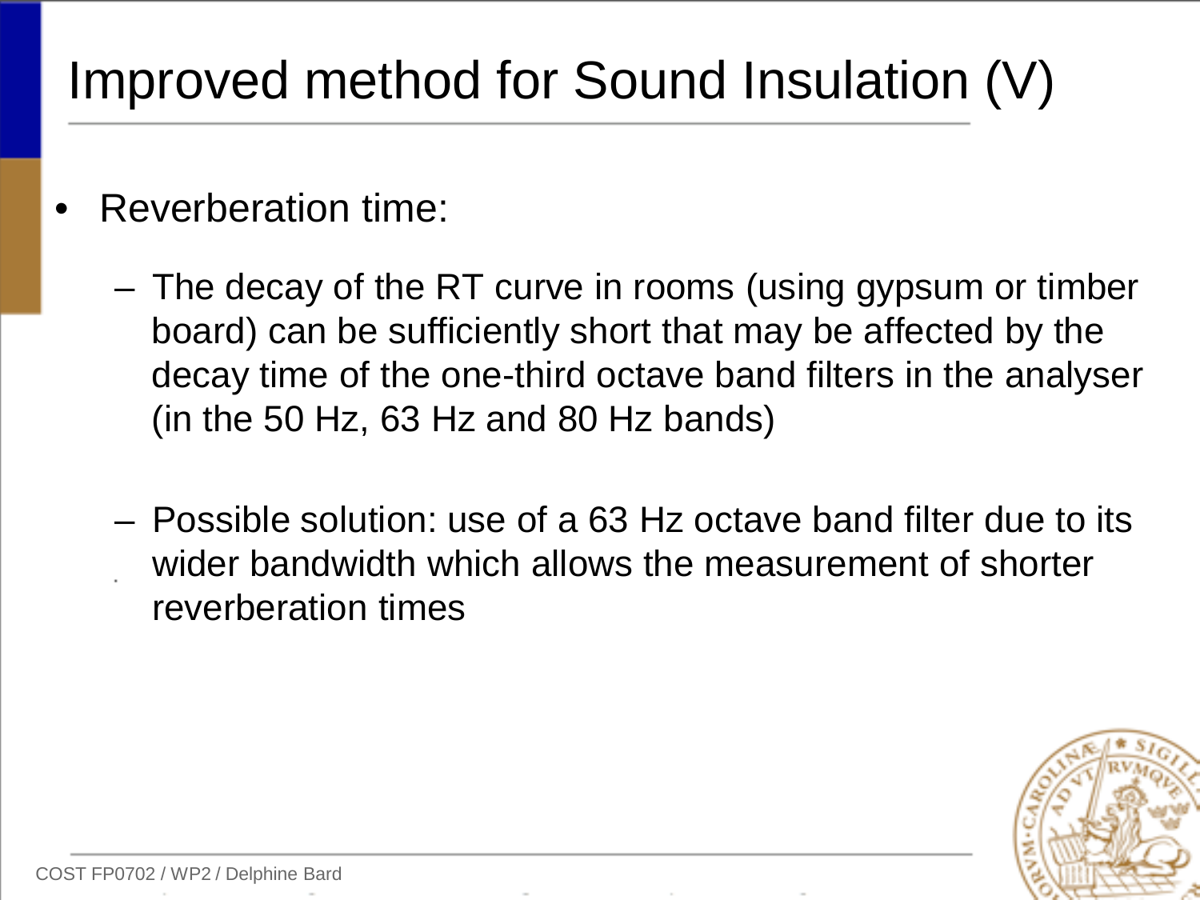# Improved method for Sound Insulation (V)

- Reverberation time:
  - The decay of the RT curve in rooms (using gypsum or timber board) can be sufficiently short that may be affected by the decay time of the one-third octave band filters in the analyser (in the 50 Hz, 63 Hz and 80 Hz bands)
  - Possible solution: use of a 63 Hz octave band filter due to its wider bandwidth which allows the measurement of shorter reverberation times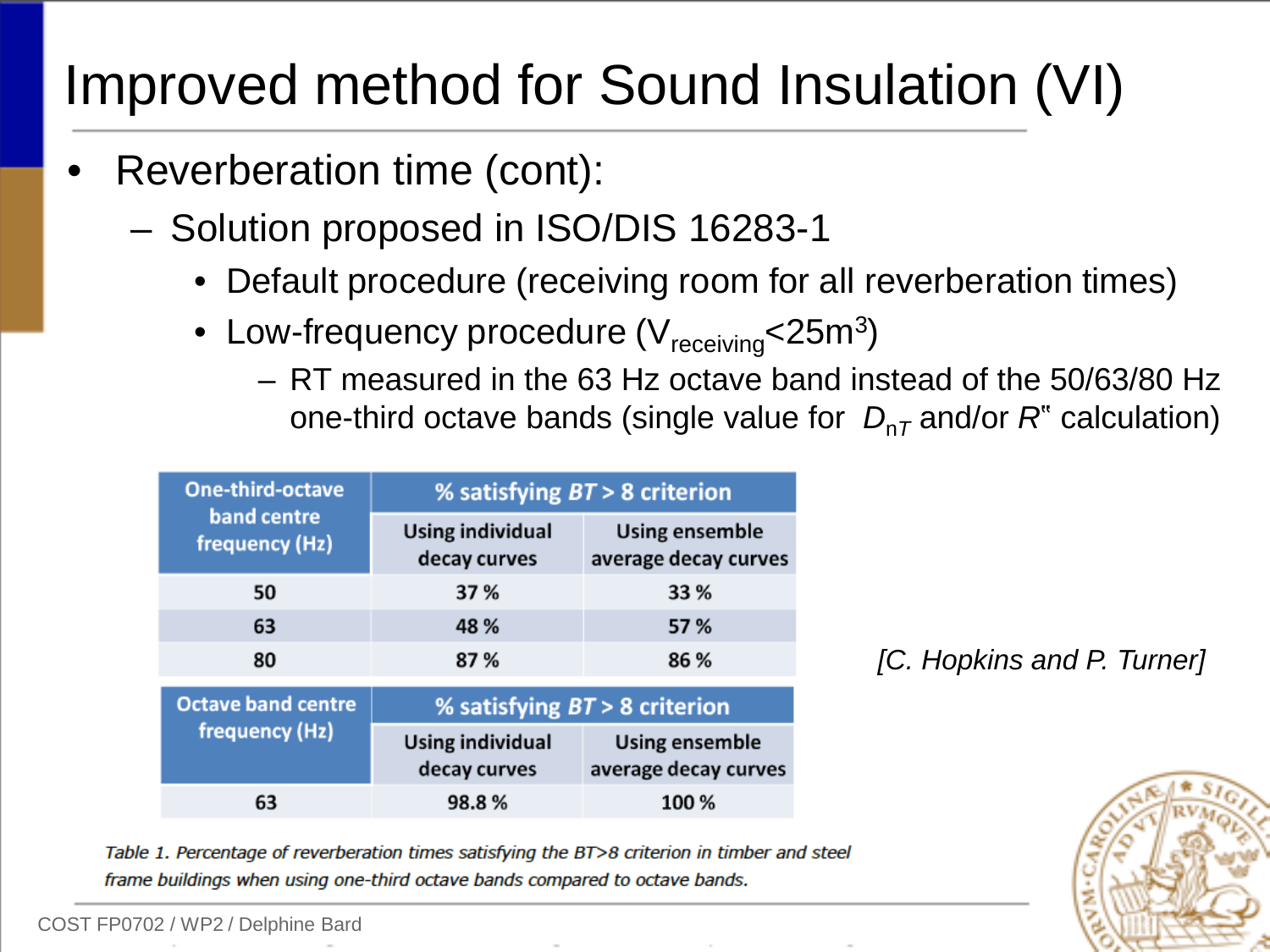# Improved method for Sound Insulation (VI)

- Reverberation time (cont):
  - Solution proposed in ISO/DIS 16283-1
    - Default procedure (receiving room for all reverberation times)
    - Low-frequency procedure ($V_{receiving}$<25m$^3$)
      - RT measured in the 63 Hz octave band instead of the 50/63/80 Hz one-third octave bands (single value for $D_{nT}$ and/or $R$" calculation)

| One-third-octave band centre frequency (Hz) | % satisfying $BT$ > 8 criterion | |
|---|---|---|
| | Using individual decay curves | Using ensemble average decay curves |
| 50 | 37 % | 33 % |
| 63 | 48 % | 57 % |
| 80 | 87 % | 86 % |

| Octave band centre frequency (Hz) | % satisfying $BT$ > 8 criterion | |
|---|---|---|
| | Using individual decay curves | Using ensemble average decay curves |
| 63 | 98.8 % | 100 % |

*Table 1. Percentage of reverberation times satisfying the BT>8 criterion in timber and steel frame buildings when using one-third octave bands compared to octave bands.*

*[C. Hopkins and P. Turner]*

COST FP0702 / WP2 / Delphine Bard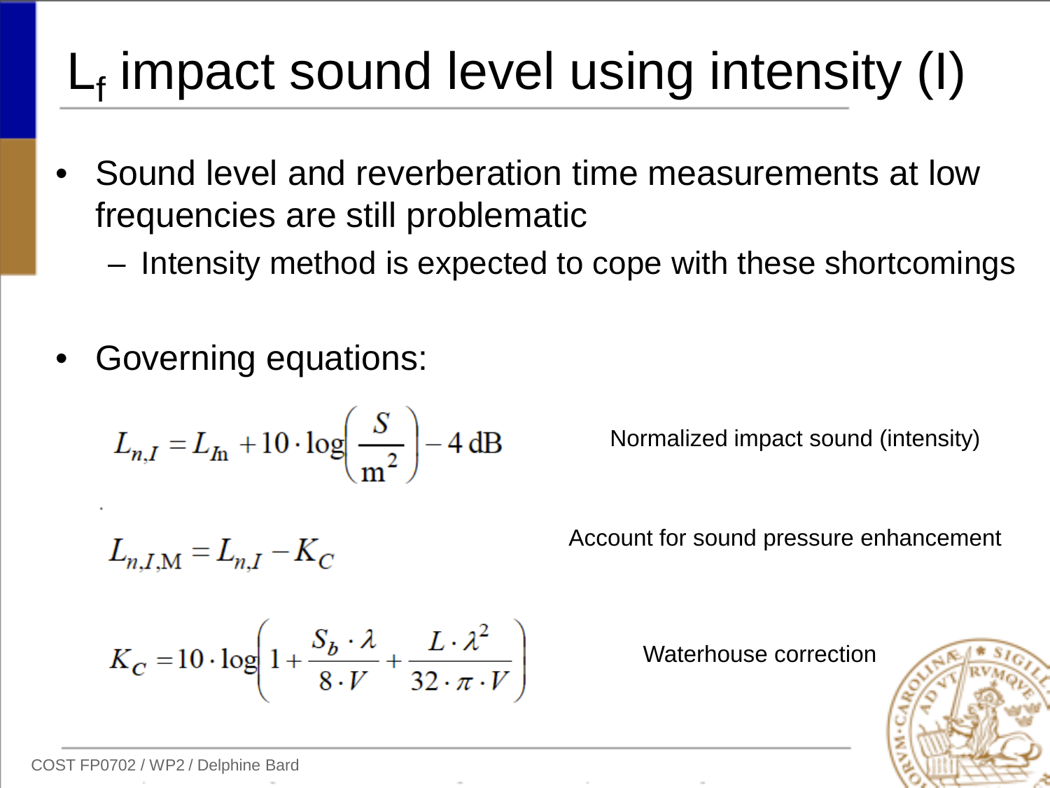# $L_f$ impact sound level using intensity (I)

- Sound level and reverberation time measurements at low frequencies are still problematic
  - Intensity method is expected to cope with these shortcomings

- Governing equations:

$$L_{n,I} = L_{In} + 10 \cdot \log\left(\frac{S}{\text{m}^2}\right) - 4\,\text{dB}$$

Normalized impact sound (intensity)

$$L_{n,I,\text{M}} = L_{n,I} - K_C$$

Account for sound pressure enhancement

$$K_C = 10 \cdot \log\left(1 + \frac{S_b \cdot \lambda}{8 \cdot V} + \frac{L \cdot \lambda^2}{32 \cdot \pi \cdot V}\right)$$

Waterhouse correction

COST FP0702 / WP2 / Delphine Bard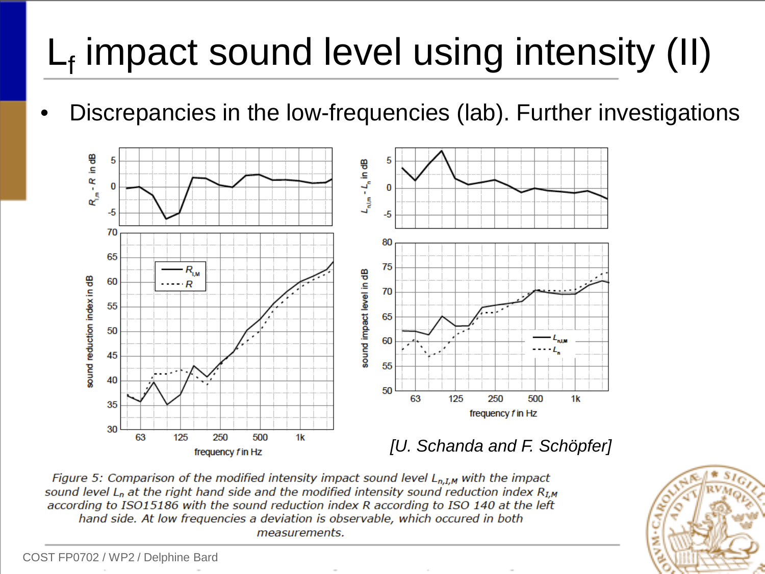# $L_f$ impact sound level using intensity (II)

- Discrepancies in the low-frequencies (lab). Further investigations

*[U. Schanda and F. Schöpfer]*

*Figure 5: Comparison of the modified intensity impact sound level $L_{n,I,M}$ with the impact sound level $L_n$ at the right hand side and the modified intensity sound reduction index $R_{I,M}$ according to ISO15186 with the sound reduction index $R$ according to ISO 140 at the left hand side. At low frequencies a deviation is observable, which occured in both measurements.*

COST FP0702 / WP2 / Delphine Bard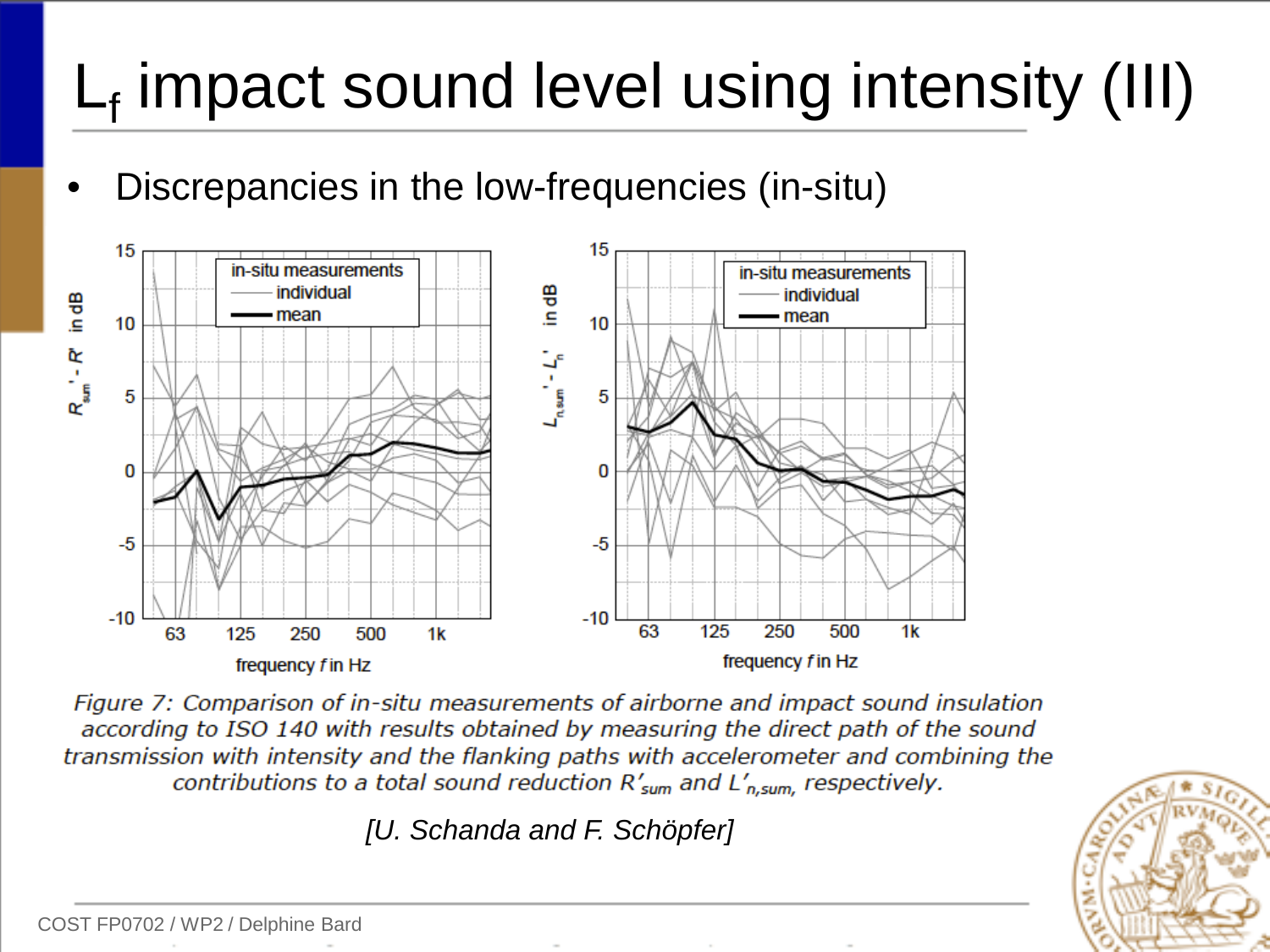# $L_f$ impact sound level using intensity (III)

- Discrepancies in the low-frequencies (in-situ)

*Figure 7: Comparison of in-situ measurements of airborne and impact sound insulation according to ISO 140 with results obtained by measuring the direct path of the sound transmission with intensity and the flanking paths with accelerometer and combining the contributions to a total sound reduction $R'_{sum}$ and $L'_{n,sum}$, respectively.*

*[U. Schanda and F. Schöpfer]*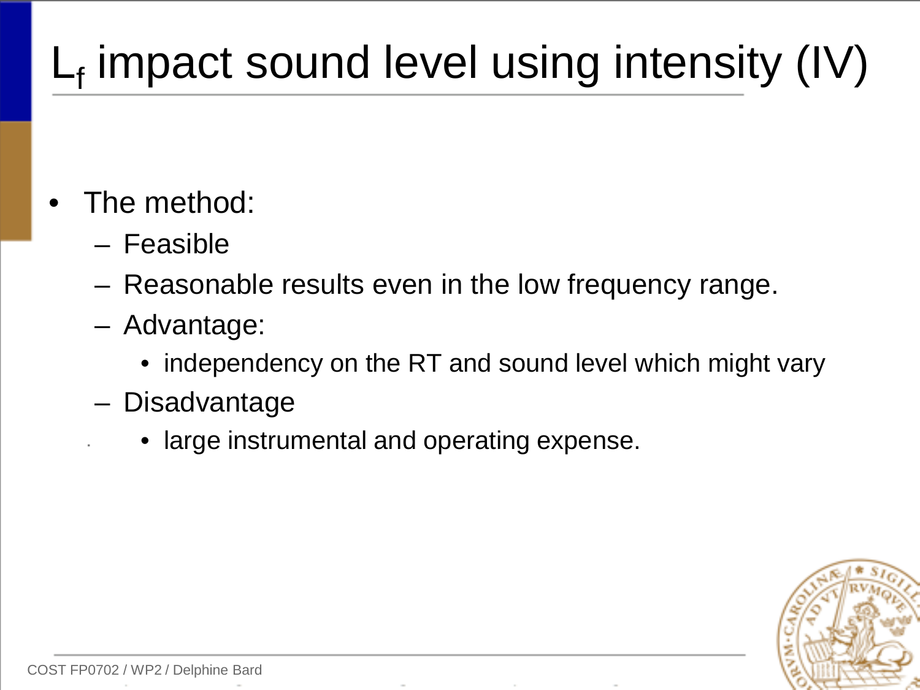# $L_f$ impact sound level using intensity (IV)

- The method:
  - Feasible
  - Reasonable results even in the low frequency range.
  - Advantage:
    - independency on the RT and sound level which might vary
  - Disadvantage
    - large instrumental and operating expense.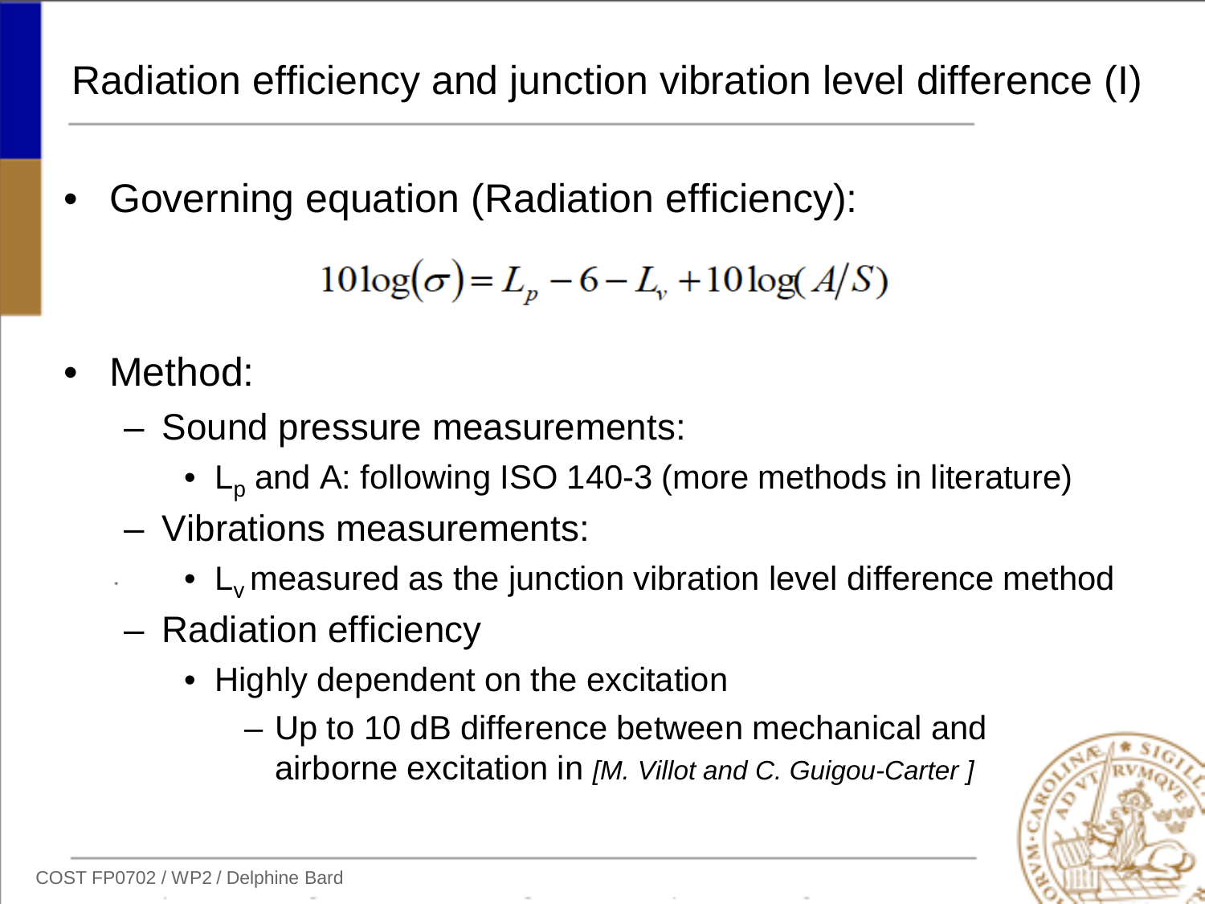# Radiation efficiency and junction vibration level difference (I)

- Governing equation (Radiation efficiency):

$$10\log(\sigma) = L_p - 6 - L_v + 10\log(A/S)$$

- Method:
  - Sound pressure measurements:
    - $L_p$ and A: following ISO 140-3 (more methods in literature)
  - Vibrations measurements:
    - $L_v$ measured as the junction vibration level difference method
  - Radiation efficiency
    - Highly dependent on the excitation
      - Up to 10 dB difference between mechanical and airborne excitation in *[M. Villot and C. Guigou-Carter ]*

COST FP0702 / WP2 / Delphine Bard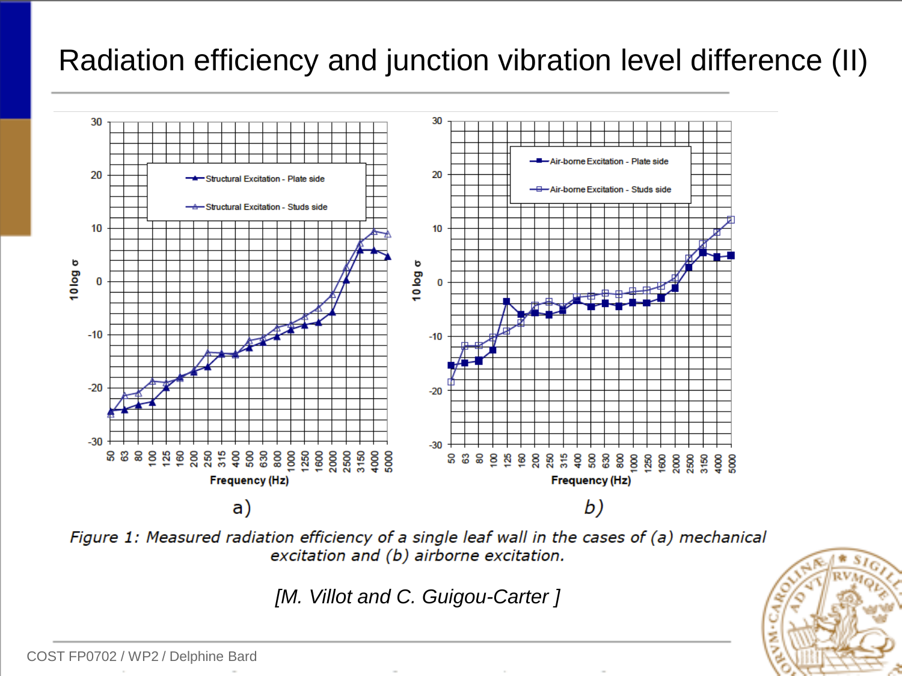# Radiation efficiency and junction vibration level difference (II)

a) b)

*Figure 1: Measured radiation efficiency of a single leaf wall in the cases of (a) mechanical excitation and (b) airborne excitation.*

*[M. Villot and C. Guigou-Carter ]*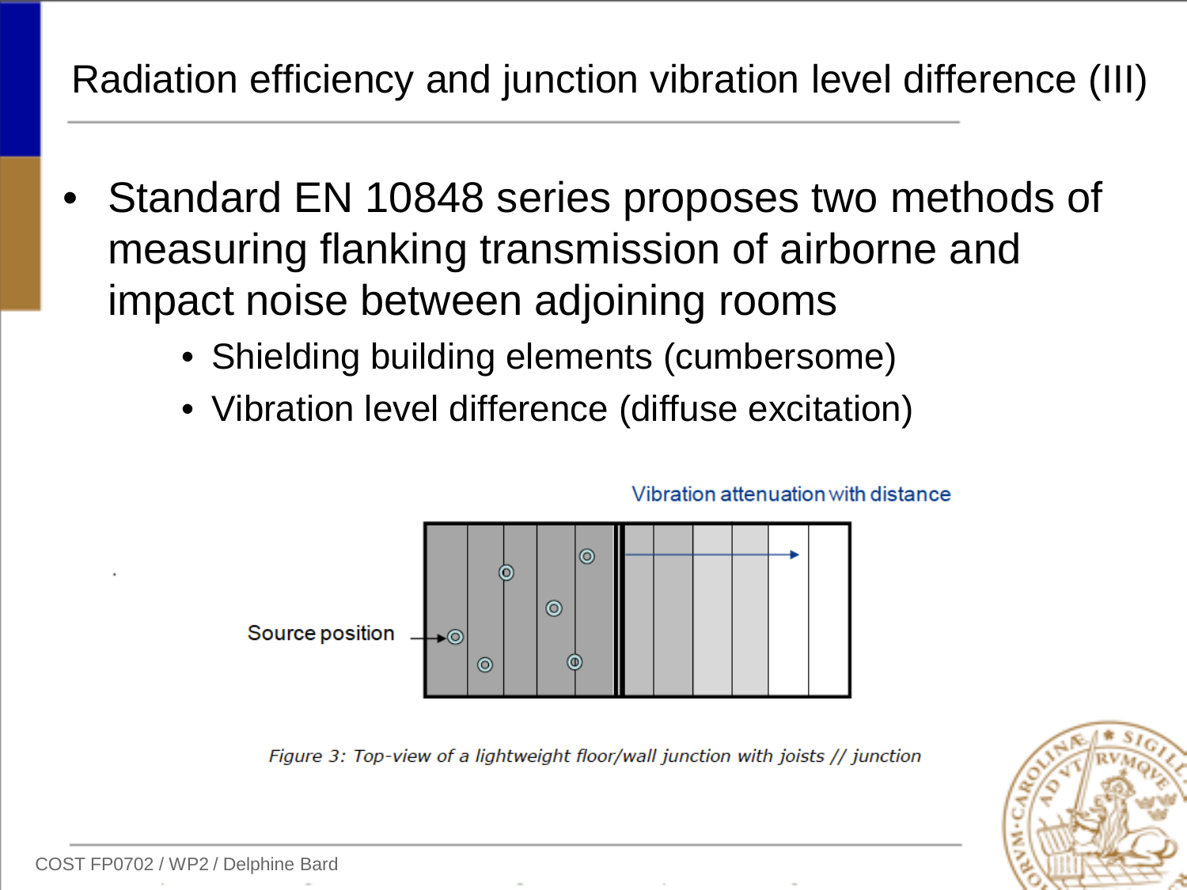# Radiation efficiency and junction vibration level difference (III)

- Standard EN 10848 series proposes two methods of measuring flanking transmission of airborne and impact noise between adjoining rooms
  - Shielding building elements (cumbersome)
  - Vibration level difference (diffuse excitation)

Vibration attenuation with distance

Source position

*Figure 3: Top-view of a lightweight floor/wall junction with joists // junction*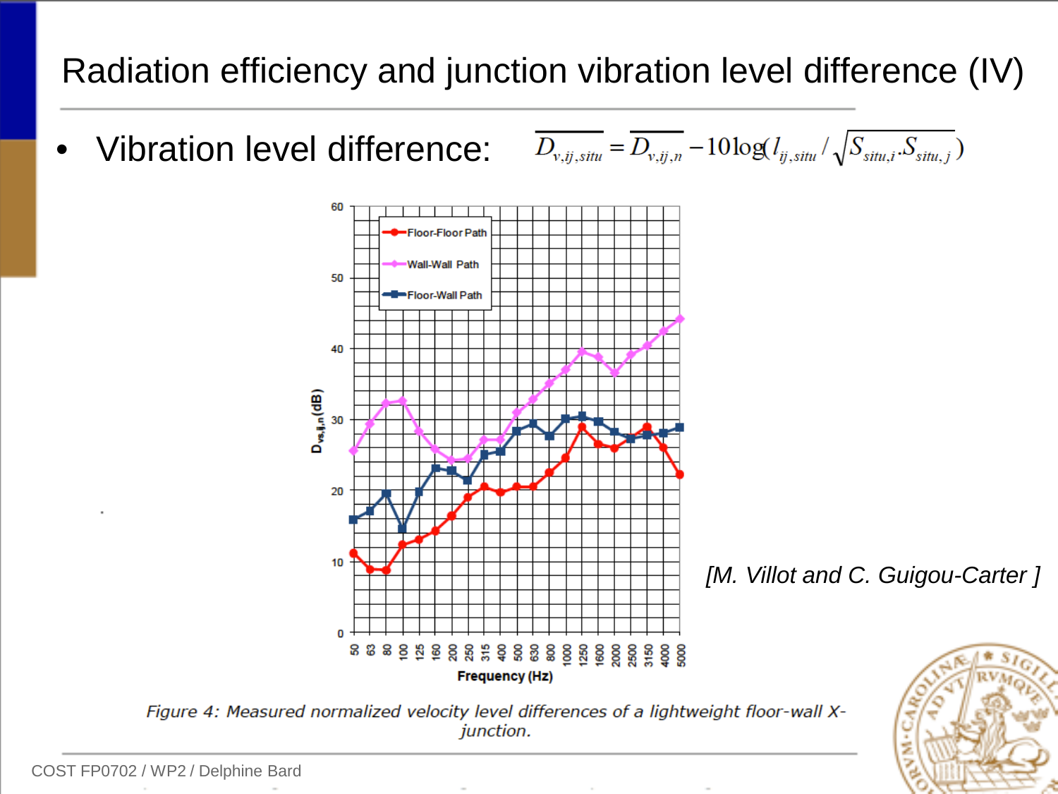# Radiation efficiency and junction vibration level difference (IV)

- Vibration level difference: $\overline{D_{v,ij,situ}} = \overline{D_{v,ij,n}} - 10\log(l_{ij,situ} / \sqrt{S_{situ,i}.S_{situ,j}})$

[M. Villot and C. Guigou-Carter ]

*Figure 4: Measured normalized velocity level differences of a lightweight floor-wall X-junction.*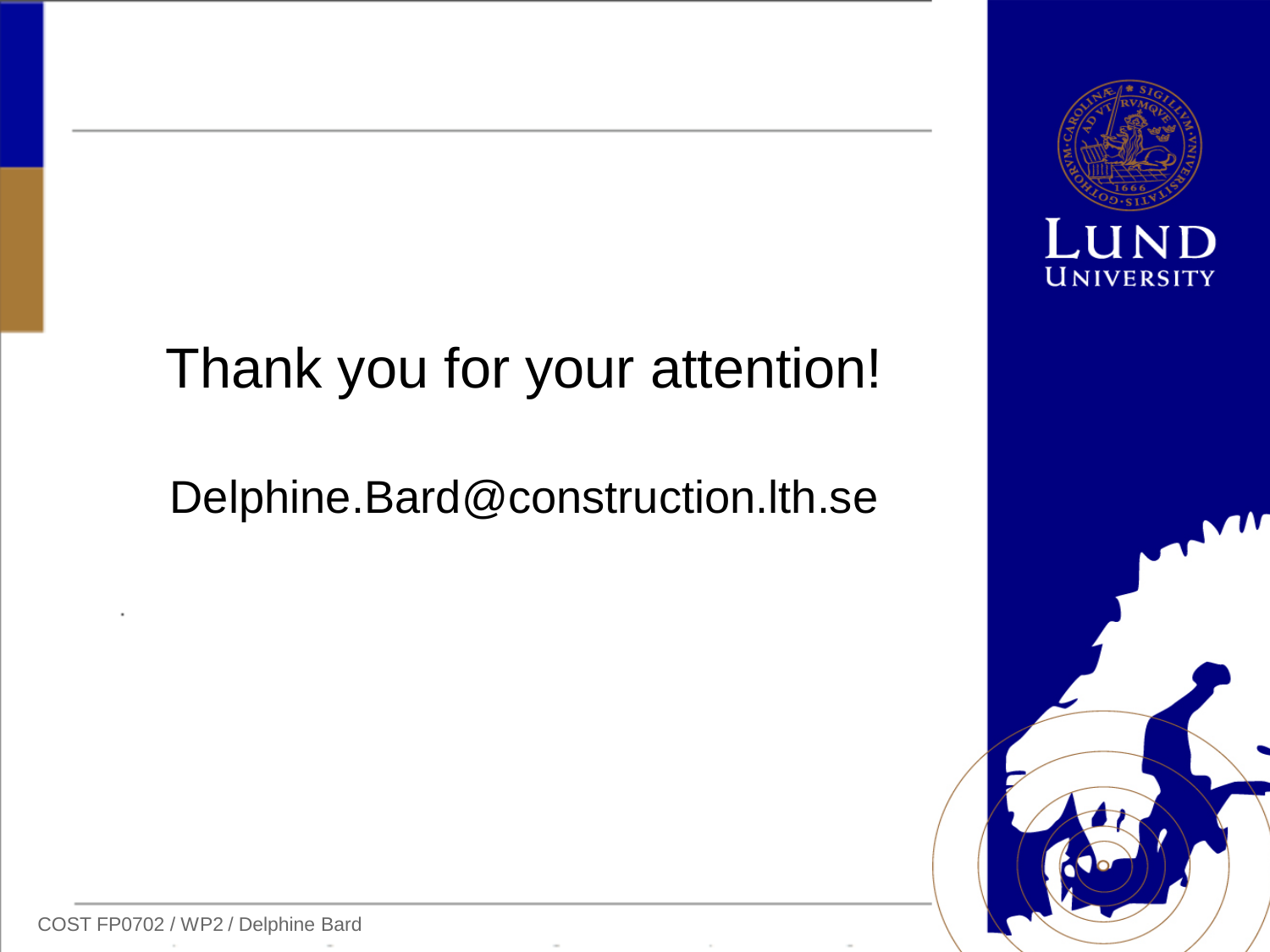Thank you for your attention!

Delphine.Bard@construction.lth.se